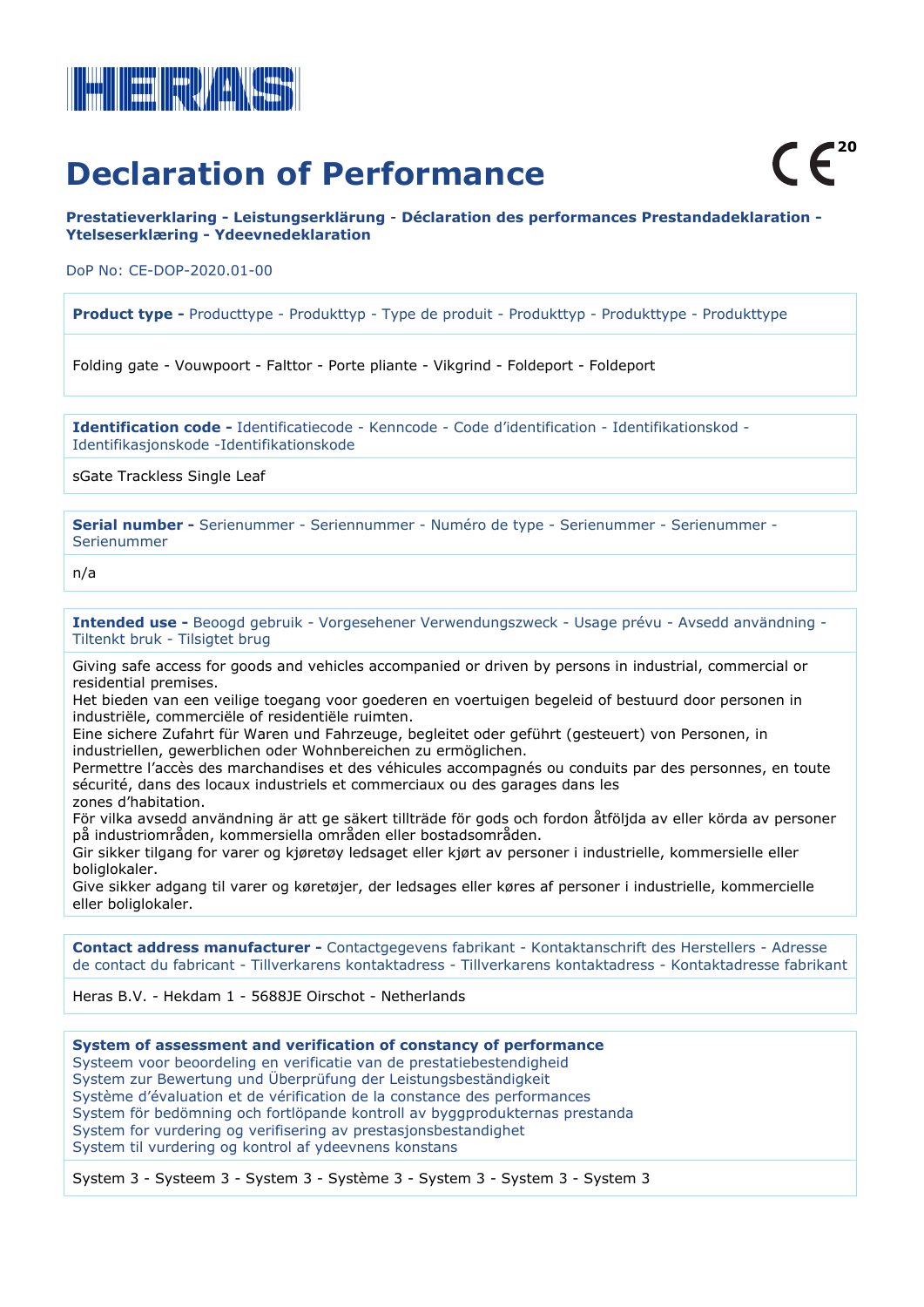HERAS

# Declaration of Performance

CE[20]

**Prestatieverklaring - Leistungserklärung - Déclaration des performances Prestandadeklaration - Ytelseserklæring - Ydeevnedeklaration**

DoP No: CE-DOP-2020.01-00

**Product type -** Producttype - Produkttyp - Type de produit - Produkttyp - Produkttype - Produkttype

Folding gate - Vouwpoort - Falttor - Porte pliante - Vikgrind - Foldeport - Foldeport

**Identification code -** Identificatiecode - Kenncode - Code d'identification - Identifikationskod - Identifikasjonskode -Identifikationskode

sGate Trackless Single Leaf

**Serial number -** Serienummer - Seriennummer - Numéro de type - Serienummer - Serienummer - Serienummer

n/a

**Intended use -** Beoogd gebruik - Vorgesehener Verwendungszweck - Usage prévu - Avsedd användning - Tiltenkt bruk - Tilsigtet brug

Giving safe access for goods and vehicles accompanied or driven by persons in industrial, commercial or residential premises.
Het bieden van een veilige toegang voor goederen en voertuigen begeleid of bestuurd door personen in industriële, commerciële of residentiële ruimten.
Eine sichere Zufahrt für Waren und Fahrzeuge, begleitet oder geführt (gesteuert) von Personen, in industriellen, gewerblichen oder Wohnbereichen zu ermöglichen.
Permettre l'accès des marchandises et des véhicules accompagnés ou conduits par des personnes, en toute sécurité, dans des locaux industriels et commerciaux ou des garages dans les zones d'habitation.
För vilka avsedd användning är att ge säkert tillträde för gods och fordon åtföljda av eller körda av personer på industriområden, kommersiella områden eller bostadsområden.
Gir sikker tilgang for varer og kjøretøy ledsaget eller kjørt av personer i industrielle, kommersielle eller boliglokaler.
Give sikker adgang til varer og køretøjer, der ledsages eller køres af personer i industrielle, kommercielle eller boliglokaler.

**Contact address manufacturer -** Contactgegevens fabrikant - Kontaktanschrift des Herstellers - Adresse de contact du fabricant - Tillverkarens kontaktadress - Tillverkarens kontaktadress - Kontaktadresse fabrikant

Heras B.V. - Hekdam 1 - 5688JE Oirschot - Netherlands

**System of assessment and verification of constancy of performance**
Systeem voor beoordeling en verificatie van de prestatiebestendigheid
System zur Bewertung und Überprüfung der Leistungsbeständigkeit
Système d'évaluation et de vérification de la constance des performances
System för bedömning och fortlöpande kontroll av byggproduktenas prestanda
System for vurdering og verifisering av prestasjonsbestandighet
System til vurdering og kontrol af ydeevnens konstans

System 3 - Systeem 3 - System 3 - Système 3 - System 3 - System 3 - System 3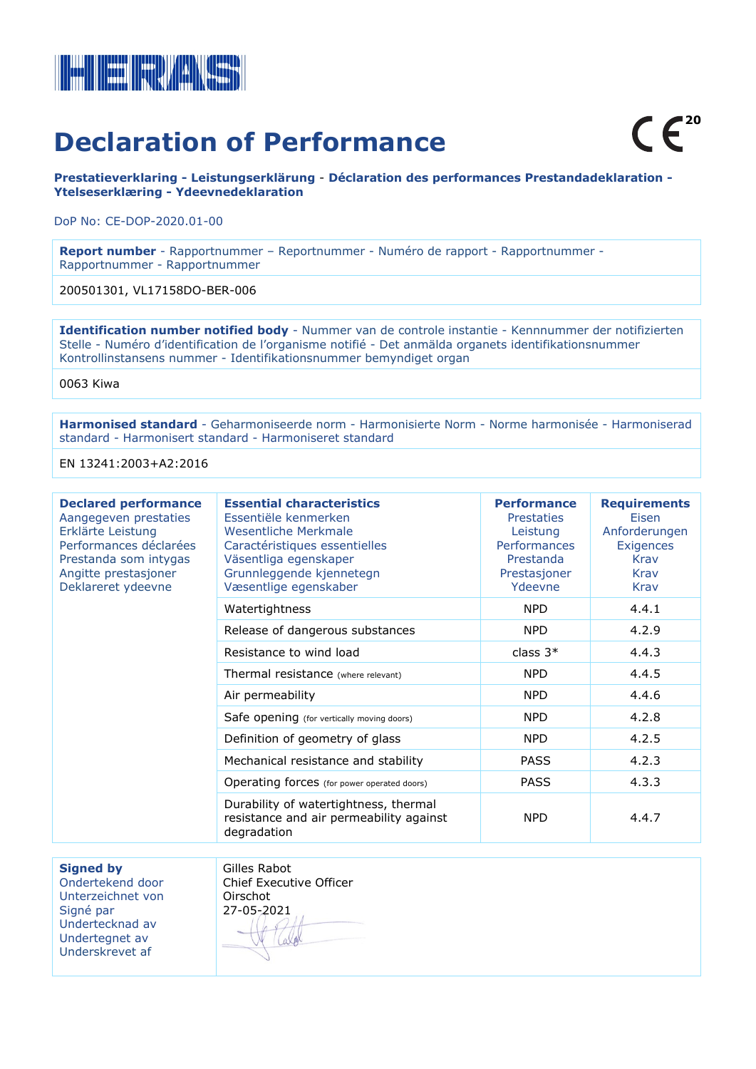HERAS

# Declaration of Performance

CE[20]

**Prestatieverklaring - Leistungserklärung - Déclaration des performances Prestandadeklaration - Ytelseserklæring - Ydeevnedeklaration**

DoP No: CE-DOP-2020.01-00

| **Report number** - Rapportnummer – Reportnummer - Numéro de rapport - Rapportnummer - Rapportnummer - Rapportnummer |
|---|
| 200501301, VL17158DO-BER-006 |

| **Identification number notified body** - Nummer van de controle instantie - Kennnummer der notifizierten Stelle - Numéro d'identification de l'organisme notifié - Det anmälda organets identifikationsnummer Kontrollinstansens nummer - Identifikationsnummer bemyndiget organ |
|---|
| 0063 Kiwa |

| **Harmonised standard** - Geharmoniseerde norm - Harmonisierte Norm - Norme harmonisée - Harmoniserad standard - Harmonisert standard - Harmoniseret standard |
|---|
| EN 13241:2003+A2:2016 |

| **Declared performance** Aangegeven prestaties Erklärte Leistung Performances déclarées Prestanda som intygas Angitte prestasjoner Deklareret ydeevne | **Essential characteristics** Essentiële kenmerken Wesentliche Merkmale Caractéristiques essentielles Väsentliga egenskaper Grunnleggende kjennetegn Væsentlige egenskaber | **Performance** Prestaties Leistung Performances Prestanda Prestasjoner Ydeevne | **Requirements** Eisen Anforderungen Exigences Krav Krav Krav |
|---|---|---|---|
| | Watertightness | NPD | 4.4.1 |
| | Release of dangerous substances | NPD | 4.2.9 |
| | Resistance to wind load | class 3* | 4.4.3 |
| | Thermal resistance (where relevant) | NPD | 4.4.5 |
| | Air permeability | NPD | 4.4.6 |
| | Safe opening (for vertically moving doors) | NPD | 4.2.8 |
| | Definition of geometry of glass | NPD | 4.2.5 |
| | Mechanical resistance and stability | PASS | 4.2.3 |
| | Operating forces (for power operated doors) | PASS | 4.3.3 |
| | Durability of watertightness, thermal resistance and air permeability against degradation | NPD | 4.4.7 |

| **Signed by** Ondertekend door Unterzeichnet von Signé par Undertecknad av Undertegnet av Underskrevet af | Gilles Rabot<br>Chief Executive Officer<br>Oirschot<br>27-05-2021 |
|---|---|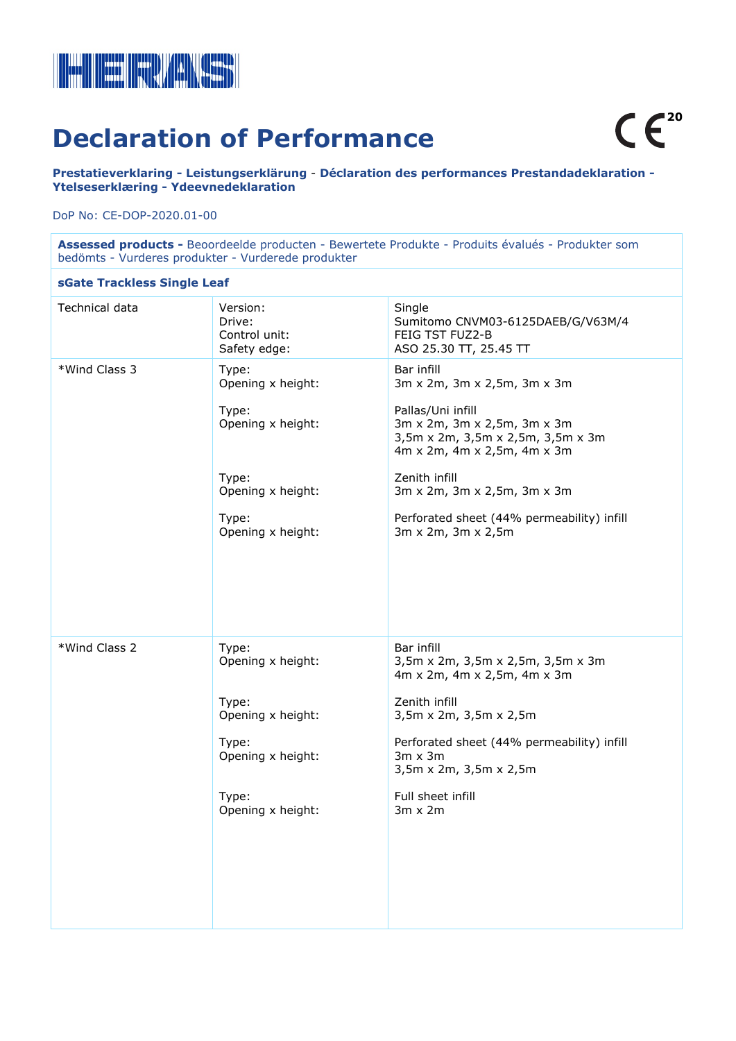HERAS

# Declaration of Performance

CE 20

**Prestatieverklaring - Leistungserklärung - Déclaration des performances Prestandadeklaration - Ytelseserklæring - Ydeevnedeklaration**

DoP No: CE-DOP-2020.01-00

| | | |
|---|---|---|
| **Assessed products -** Beoordeelde producten - Bewertete Produkte - Produits évalués - Produkter som bedömts - Vurderes produkter - Vurderede produkter | | |
| **sGate Trackless Single Leaf** | | |
| Technical data | Version:<br>Drive:<br>Control unit:<br>Safety edge: | Single<br>Sumitomo CNVM03-6125DAEB/G/V63M/4<br>FEIG TST FUZ2-B<br>ASO 25.30 TT, 25.45 TT |
| *Wind Class 3 | Type:<br>Opening x height:<br><br>Type:<br>Opening x height:<br><br><br><br>Type:<br>Opening x height:<br><br>Type:<br>Opening x height: | Bar infill<br>3m x 2m, 3m x 2,5m, 3m x 3m<br><br>Pallas/Uni infill<br>3m x 2m, 3m x 2,5m, 3m x 3m<br>3,5m x 2m, 3,5m x 2,5m, 3,5m x 3m<br>4m x 2m, 4m x 2,5m, 4m x 3m<br><br>Zenith infill<br>3m x 2m, 3m x 2,5m, 3m x 3m<br><br>Perforated sheet (44% permeability) infill<br>3m x 2m, 3m x 2,5m |
| *Wind Class 2 | Type:<br>Opening x height:<br><br><br>Type:<br>Opening x height:<br><br>Type:<br>Opening x height:<br><br><br>Type:<br>Opening x height: | Bar infill<br>3,5m x 2m, 3,5m x 2,5m, 3,5m x 3m<br>4m x 2m, 4m x 2,5m, 4m x 3m<br><br>Zenith infill<br>3,5m x 2m, 3,5m x 2,5m<br><br>Perforated sheet (44% permeability) infill<br>3m x 3m<br>3,5m x 2m, 3,5m x 2,5m<br><br>Full sheet infill<br>3m x 2m |